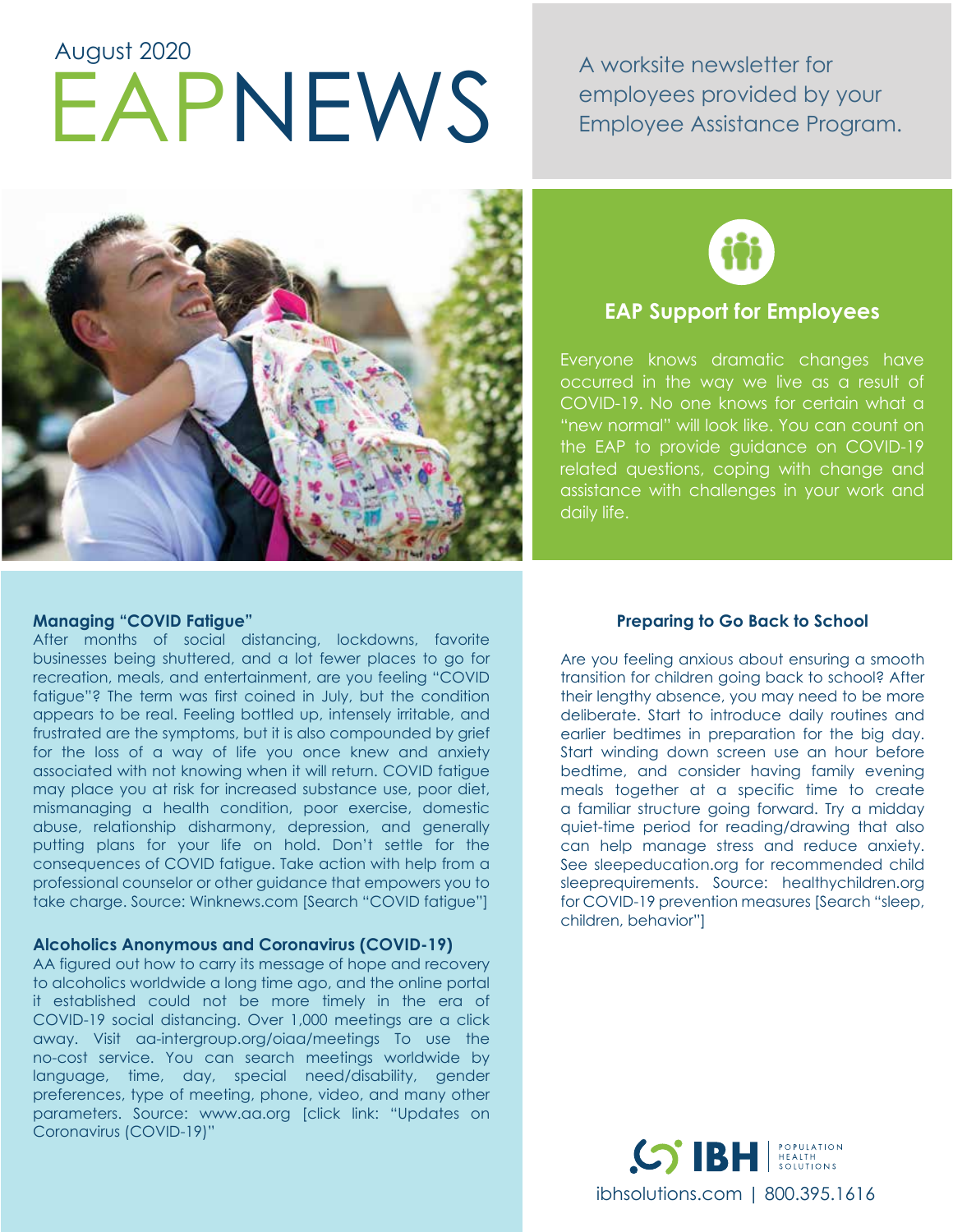August 2020

# EAPNEWS

A worksite newsletter for employees provided by your Employee Assistance Program.

## EAP Support for Employees

Everyone knows dramatic changes have occurred in the way we live as a result of COVID-19. No one knows for certain what a "new normal" will look like. You can count on the EAP to provide guidance on COVID-19 related questions, coping with change and assistance with challenges in your work and daily life.

### Managing "COVID Fatigue"

After months of social distancing, lockdowns, favorite businesses being shuttered, and a lot fewer places to go for recreation, meals, and entertainment, are you feeling "COVID fatigue"? The term was first coined in July, but the condition appears to be real. Feeling bottled up, intensely irritable, and frustrated are the symptoms, but it is also compounded by grief for the loss of a way of life you once knew and anxiety associated with not knowing when it will return. COVID fatigue may place you at risk for increased substance use, poor diet, mismanaging a health condition, poor exercise, domestic abuse, relationship disharmony, depression, and generally putting plans for your life on hold. Don't settle for the consequences of COVID fatigue. Take action with help from a professional counselor or other guidance that empowers you to take charge. Source: Winknews.com [Search "COVID fatigue"]

### Alcoholics Anonymous and Coronavirus (COVID-19)

AA figured out how to carry its message of hope and recovery to alcoholics worldwide a long time ago, and the online portal it established could not be more timely in the era of COVID-19 social distancing. Over 1,000 meetings are a click away. Visit aa-intergroup.org/oiaa/meetings To use the no-cost service. You can search meetings worldwide by language, time, day, special need/disability, gender preferences, type of meeting, phone, video, and many other parameters. Source: www.aa.org [click link: "Updates on Coronavirus (COVID-19)"

### Preparing to Go Back to School

Are you feeling anxious about ensuring a smooth transition for children going back to school? After their lengthy absence, you may need to be more deliberate. Start to introduce daily routines and earlier bedtimes in preparation for the big day. Start winding down screen use an hour before bedtime, and consider having family evening meals together at a specific time to create a familiar structure going forward. Try a midday quiet-time period for reading/drawing that also can help manage stress and reduce anxiety. See sleepeducation.org for recommended child sleeprequirements. Source: healthychildren.org for COVID-19 prevention measures [Search "sleep, children, behavior"]

IBH Population Health Solutions

ibhsolutions.com | 800.395.1616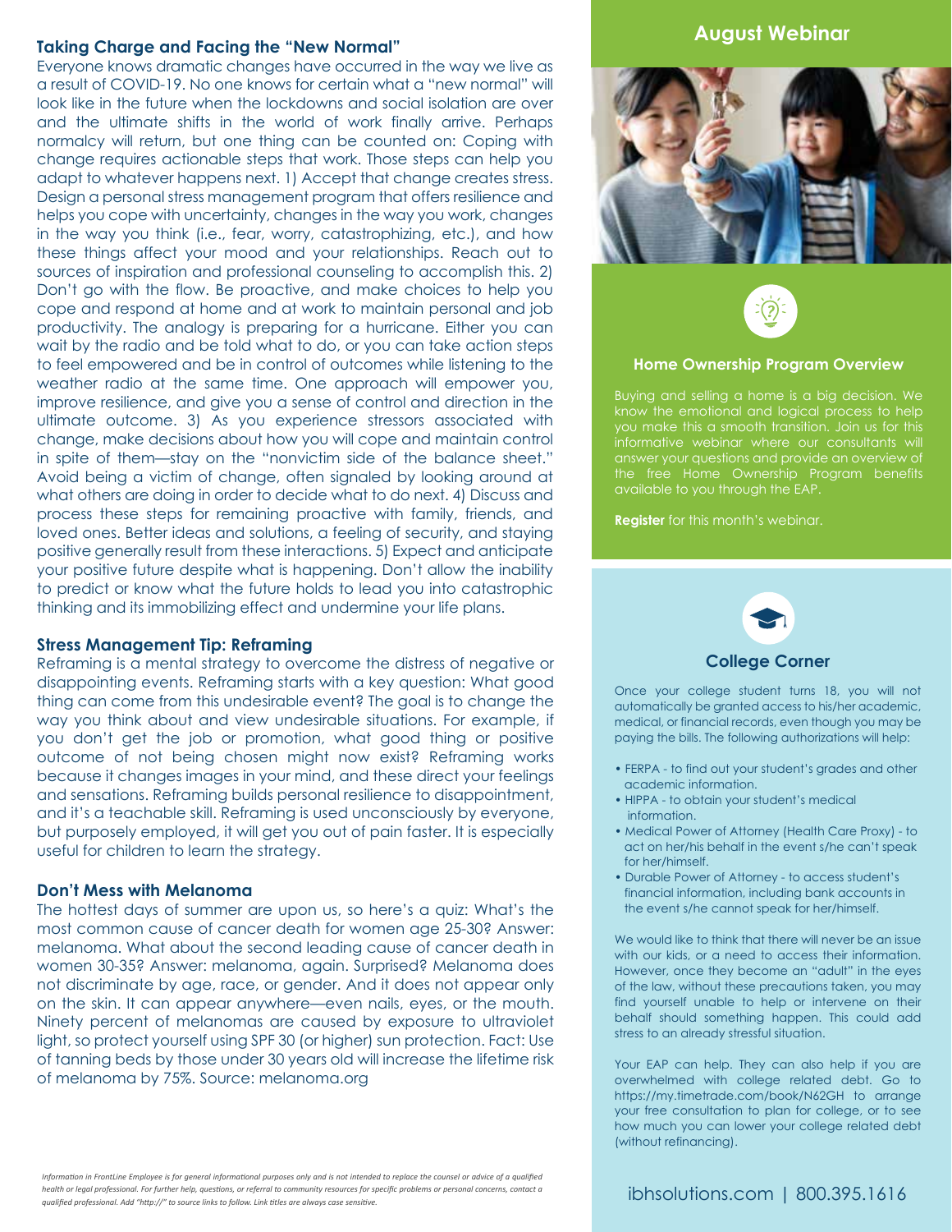## Taking Charge and Facing the "New Normal"

Everyone knows dramatic changes have occurred in the way we live as a result of COVID-19. No one knows for certain what a "new normal" will look like in the future when the lockdowns and social isolation are over and the ultimate shifts in the world of work finally arrive. Perhaps normalcy will return, but one thing can be counted on: Coping with change requires actionable steps that work. Those steps can help you adapt to whatever happens next. 1) Accept that change creates stress. Design a personal stress management program that offers resilience and helps you cope with uncertainty, changes in the way you work, changes in the way you think (i.e., fear, worry, catastrophizing, etc.), and how these things affect your mood and your relationships. Reach out to sources of inspiration and professional counseling to accomplish this. 2) Don't go with the flow. Be proactive, and make choices to help you cope and respond at home and at work to maintain personal and job productivity. The analogy is preparing for a hurricane. Either you can wait by the radio and be told what to do, or you can take action steps to feel empowered and be in control of outcomes while listening to the weather radio at the same time. One approach will empower you, improve resilience, and give you a sense of control and direction in the ultimate outcome. 3) As you experience stressors associated with change, make decisions about how you will cope and maintain control in spite of them—stay on the "nonvictim side of the balance sheet." Avoid being a victim of change, often signaled by looking around at what others are doing in order to decide what to do next. 4) Discuss and process these steps for remaining proactive with family, friends, and loved ones. Better ideas and solutions, a feeling of security, and staying positive generally result from these interactions. 5) Expect and anticipate your positive future despite what is happening. Don't allow the inability to predict or know what the future holds to lead you into catastrophic thinking and its immobilizing effect and undermine your life plans.

## Stress Management Tip: Reframing

Reframing is a mental strategy to overcome the distress of negative or disappointing events. Reframing starts with a key question: What good thing can come from this undesirable event? The goal is to change the way you think about and view undesirable situations. For example, if you don't get the job or promotion, what good thing or positive outcome of not being chosen might now exist? Reframing works because it changes images in your mind, and these direct your feelings and sensations. Reframing builds personal resilience to disappointment, and it's a teachable skill. Reframing is used unconsciously by everyone, but purposely employed, it will get you out of pain faster. It is especially useful for children to learn the strategy.

## Don't Mess with Melanoma

The hottest days of summer are upon us, so here's a quiz: What's the most common cause of cancer death for women age 25-30? Answer: melanoma. What about the second leading cause of cancer death in women 30-35? Answer: melanoma, again. Surprised? Melanoma does not discriminate by age, race, or gender. And it does not appear only on the skin. It can appear anywhere—even nails, eyes, or the mouth. Ninety percent of melanomas are caused by exposure to ultraviolet light, so protect yourself using SPF 30 (or higher) sun protection. Fact: Use of tanning beds by those under 30 years old will increase the lifetime risk of melanoma by 75%. Source: melanoma.org

*Information in FrontLine Employee is for general informational purposes only and is not intended to replace the counsel or advice of a qualified health or legal professional. For further help, questions, or referral to community resources for specific problems or personal concerns, contact a qualified professional. Add "http://" to source links to follow. Link titles are always case sensitive.*

## August Webinar

### Home Ownership Program Overview

Buying and selling a home is a big decision. We know the emotional and logical process to help you make this a smooth transition. Join us for this informative webinar where our consultants will answer your questions and provide an overview of the free Home Ownership Program benefits available to you through the EAP.

**Register** for this month's webinar.

### College Corner

Once your college student turns 18, you will not automatically be granted access to his/her academic, medical, or financial records, even though you may be paying the bills. The following authorizations will help:

- FERPA - to find out your student's grades and other academic information.
- HIPPA - to obtain your student's medical information.
- Medical Power of Attorney (Health Care Proxy) - to act on her/his behalf in the event s/he can't speak for her/himself.
- Durable Power of Attorney - to access student's financial information, including bank accounts in the event s/he cannot speak for her/himself.

We would like to think that there will never be an issue with our kids, or a need to access their information. However, once they become an "adult" in the eyes of the law, without these precautions taken, you may find yourself unable to help or intervene on their behalf should something happen. This could add stress to an already stressful situation.

Your EAP can help. They can also help if you are overwhelmed with college related debt. Go to https://my.timetrade.com/book/N62GH to arrange your free consultation to plan for college, or to see how much you can lower your college related debt (without refinancing).

ibhsolutions.com | 800.395.1616